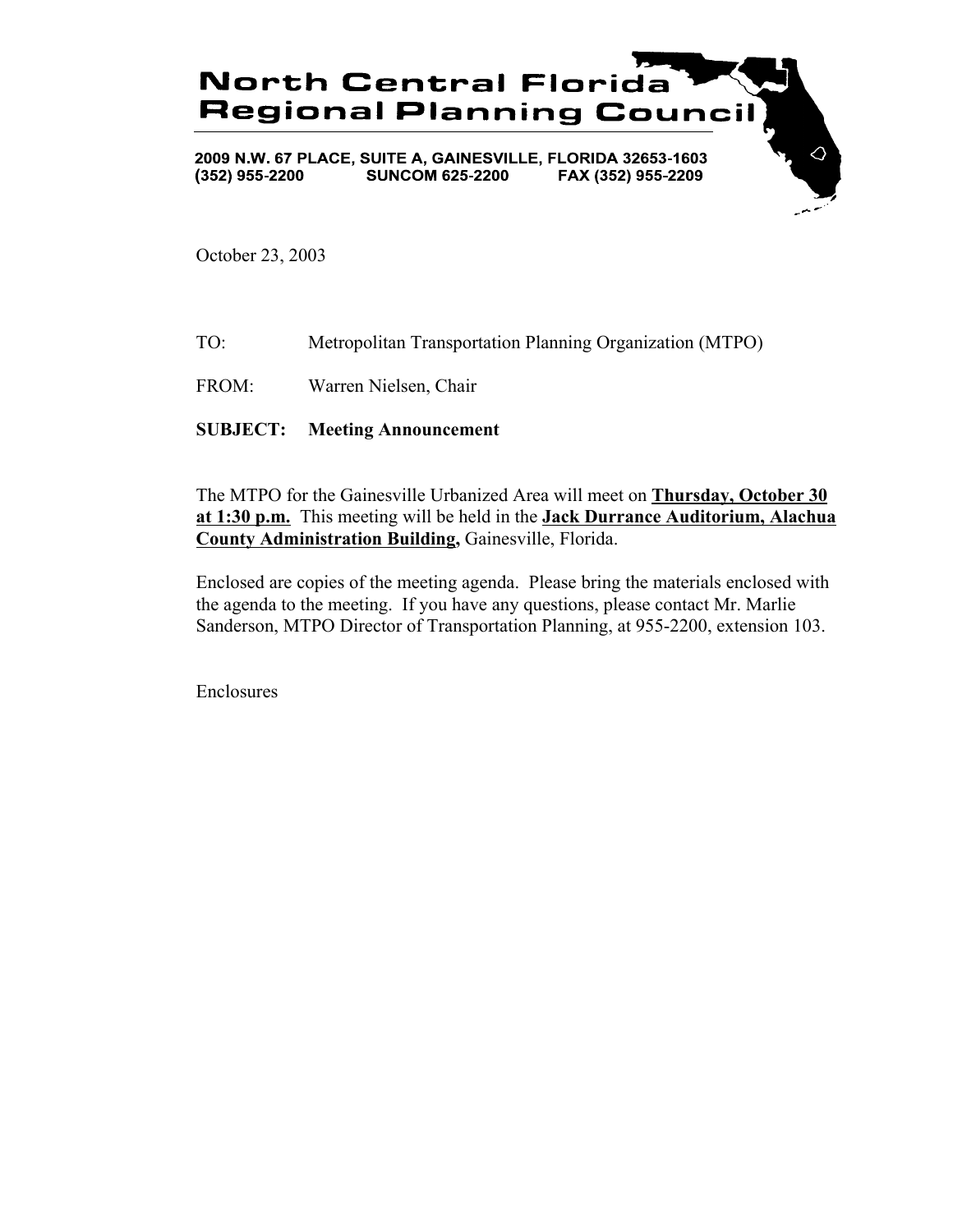# North Central Florida Regional Planning Council

**2009 N.W. 67 PLACE, SUITE A, GAINESVILLE, FLORIDA 32653-1603**
**(352) 955-2200 SUNCOM 625-2200 FAX (352) 955-2209**

October 23, 2003

TO: Metropolitan Transportation Planning Organization (MTPO)

FROM: Warren Nielsen, Chair

**SUBJECT: Meeting Announcement**

The MTPO for the Gainesville Urbanized Area will meet on **Thursday, October 30 at 1:30 p.m.** This meeting will be held in the **Jack Durrance Auditorium, Alachua County Administration Building,** Gainesville, Florida.

Enclosed are copies of the meeting agenda. Please bring the materials enclosed with the agenda to the meeting. If you have any questions, please contact Mr. Marlie Sanderson, MTPO Director of Transportation Planning, at 955-2200, extension 103.

Enclosures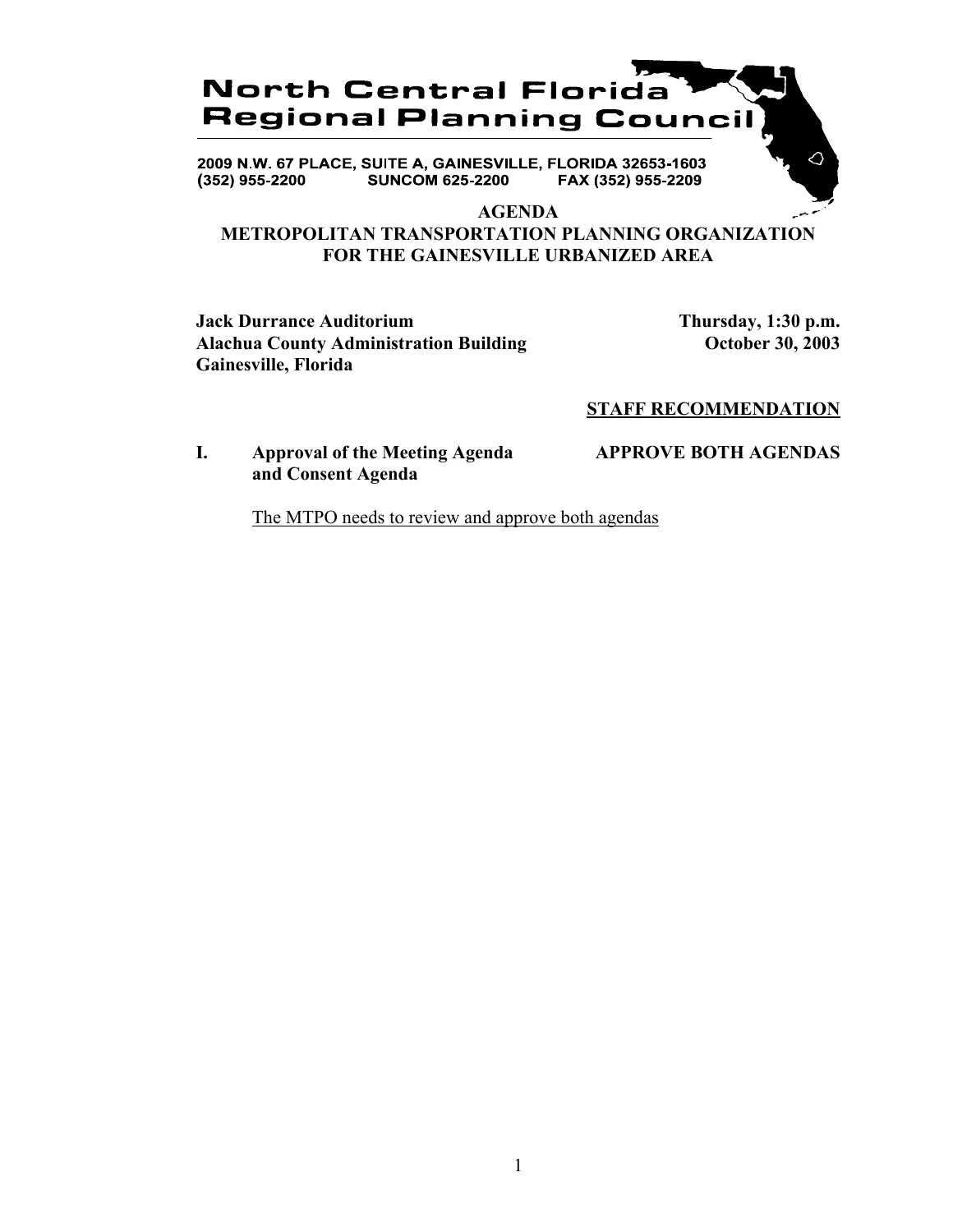# North Central Florida Regional Planning Council

**2009 N.W. 67 PLACE, SUITE A, GAINESVILLE, FLORIDA 32653-1603**
**(352) 955-2200 SUNCOM 625-2200 FAX (352) 955-2209**

## AGENDA
## METROPOLITAN TRANSPORTATION PLANNING ORGANIZATION FOR THE GAINESVILLE URBANIZED AREA

**Jack Durrance Auditorium**
**Alachua County Administration Building**
**Gainesville, Florida**

**Thursday, 1:30 p.m.**
**October 30, 2003**

**STAFF RECOMMENDATION**

**I. Approval of the Meeting Agenda and Consent Agenda** — **APPROVE BOTH AGENDAS**

The MTPO needs to review and approve both agendas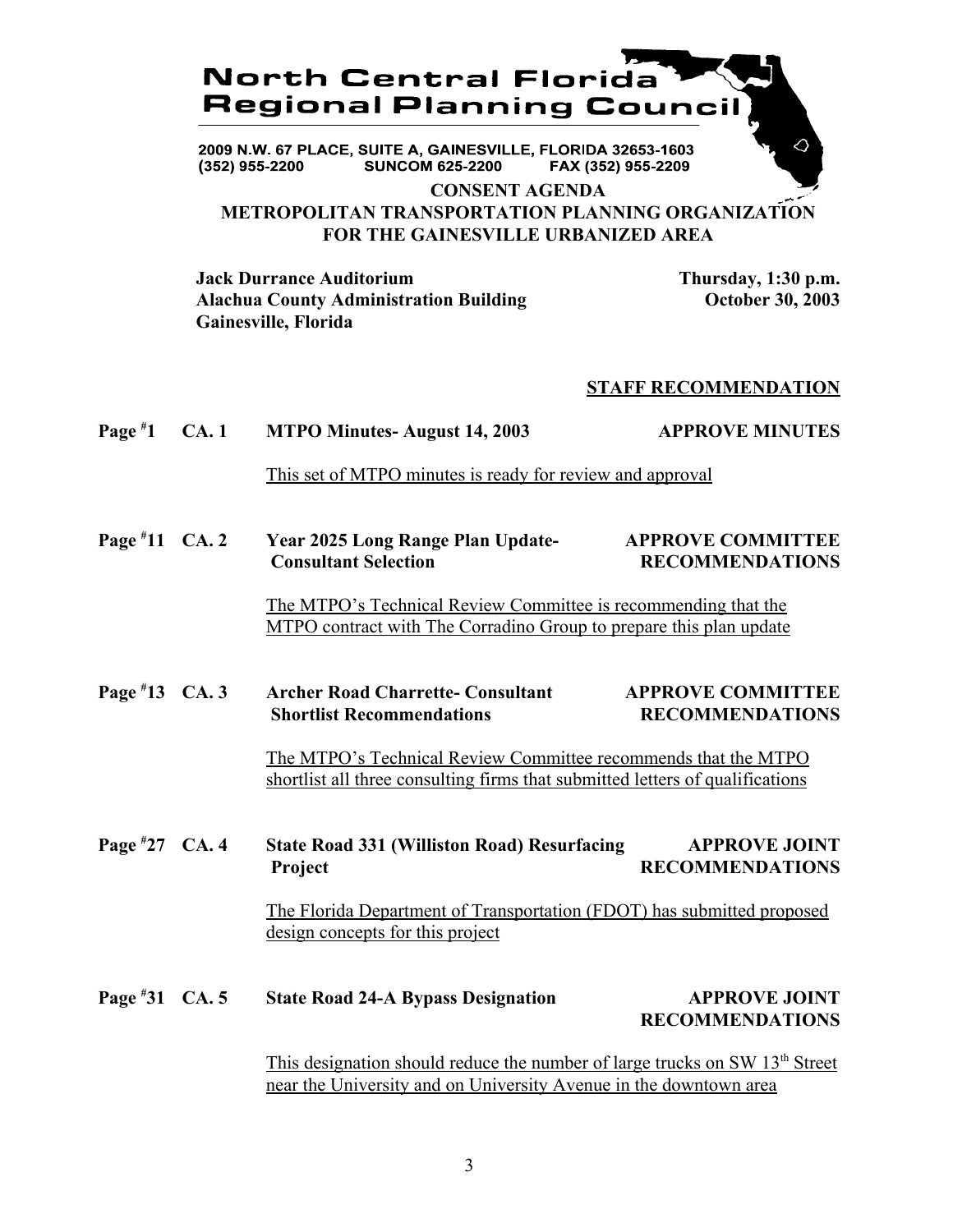# North Central Florida Regional Planning Council

2009 N.W. 67 PLACE, SUITE A, GAINESVILLE, FLORIDA 32653-1603
(352) 955-2200 SUNCOM 625-2200 FAX (352) 955-2209

## CONSENT AGENDA
## METROPOLITAN TRANSPORTATION PLANNING ORGANIZATION FOR THE GAINESVILLE URBANIZED AREA

**Jack Durrance Auditorium**
**Alachua County Administration Building**
**Gainesville, Florida**

**Thursday, 1:30 p.m.**
**October 30, 2003**

**STAFF RECOMMENDATION**

**Page #1 CA. 1 MTPO Minutes- August 14, 2003** — **APPROVE MINUTES**

This set of MTPO minutes is ready for review and approval

**Page #11 CA. 2 Year 2025 Long Range Plan Update- Consultant Selection** — **APPROVE COMMITTEE RECOMMENDATIONS**

The MTPO's Technical Review Committee is recommending that the MTPO contract with The Corradino Group to prepare this plan update

**Page #13 CA. 3 Archer Road Charrette- Consultant Shortlist Recommendations** — **APPROVE COMMITTEE RECOMMENDATIONS**

The MTPO's Technical Review Committee recommends that the MTPO shortlist all three consulting firms that submitted letters of qualifications

**Page #27 CA. 4 State Road 331 (Williston Road) Resurfacing Project** — **APPROVE JOINT RECOMMENDATIONS**

The Florida Department of Transportation (FDOT) has submitted proposed design concepts for this project

**Page #31 CA. 5 State Road 24-A Bypass Designation** — **APPROVE JOINT RECOMMENDATIONS**

This designation should reduce the number of large trucks on SW 13th Street near the University and on University Avenue in the downtown area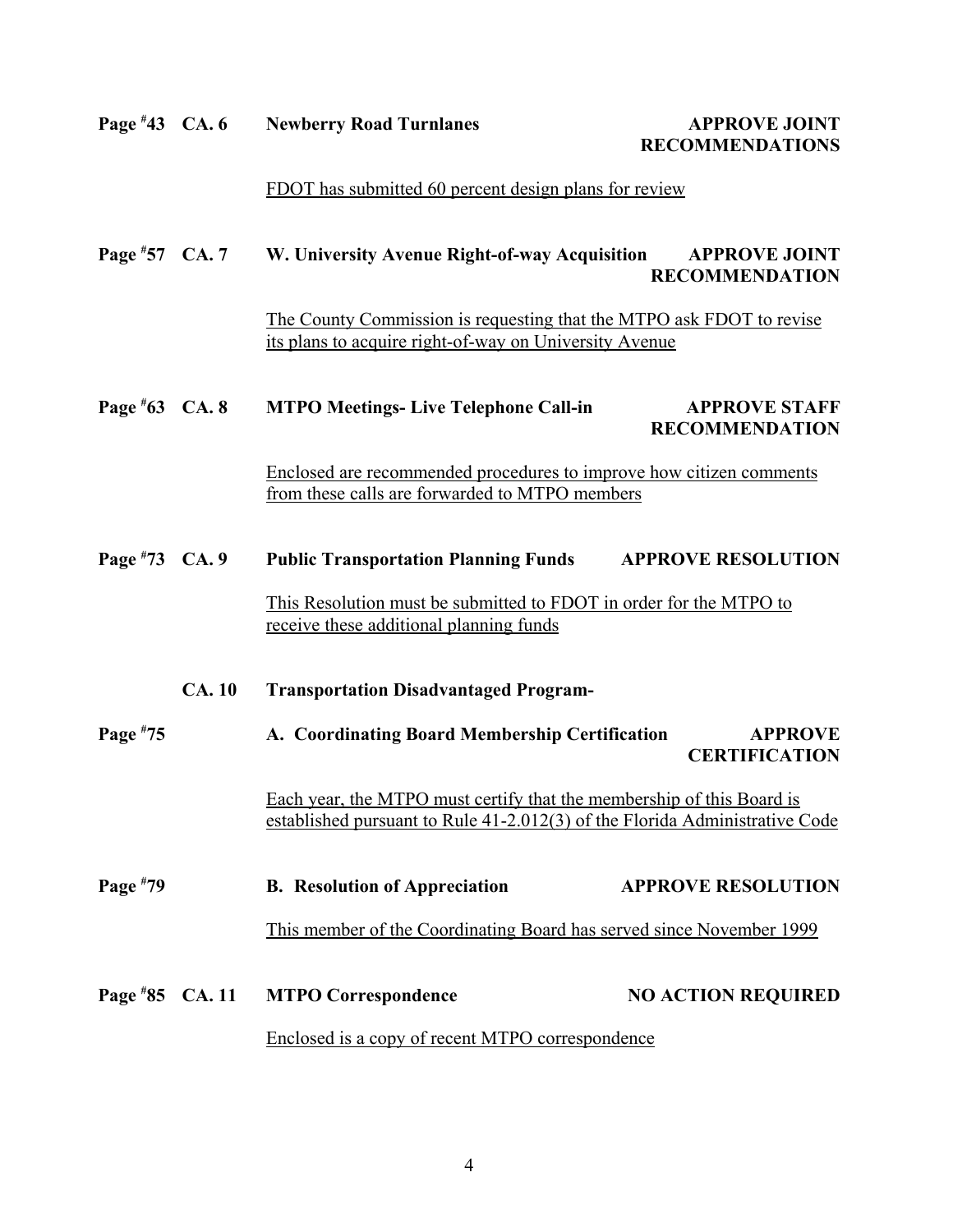**Page #43 CA. 6 Newberry Road Turnlanes APPROVE JOINT RECOMMENDATIONS**

FDOT has submitted 60 percent design plans for review

**Page #57 CA. 7 W. University Avenue Right-of-way Acquisition APPROVE JOINT RECOMMENDATION**

The County Commission is requesting that the MTPO ask FDOT to revise its plans to acquire right-of-way on University Avenue

**Page #63 CA. 8 MTPO Meetings- Live Telephone Call-in APPROVE STAFF RECOMMENDATION**

Enclosed are recommended procedures to improve how citizen comments from these calls are forwarded to MTPO members

**Page #73 CA. 9 Public Transportation Planning Funds APPROVE RESOLUTION**

This Resolution must be submitted to FDOT in order for the MTPO to receive these additional planning funds

**CA. 10 Transportation Disadvantaged Program-**

**Page #75 A. Coordinating Board Membership Certification APPROVE CERTIFICATION**

Each year, the MTPO must certify that the membership of this Board is established pursuant to Rule 41-2.012(3) of the Florida Administrative Code

**Page #79 B. Resolution of Appreciation APPROVE RESOLUTION**

This member of the Coordinating Board has served since November 1999

**Page #85 CA. 11 MTPO Correspondence NO ACTION REQUIRED**

Enclosed is a copy of recent MTPO correspondence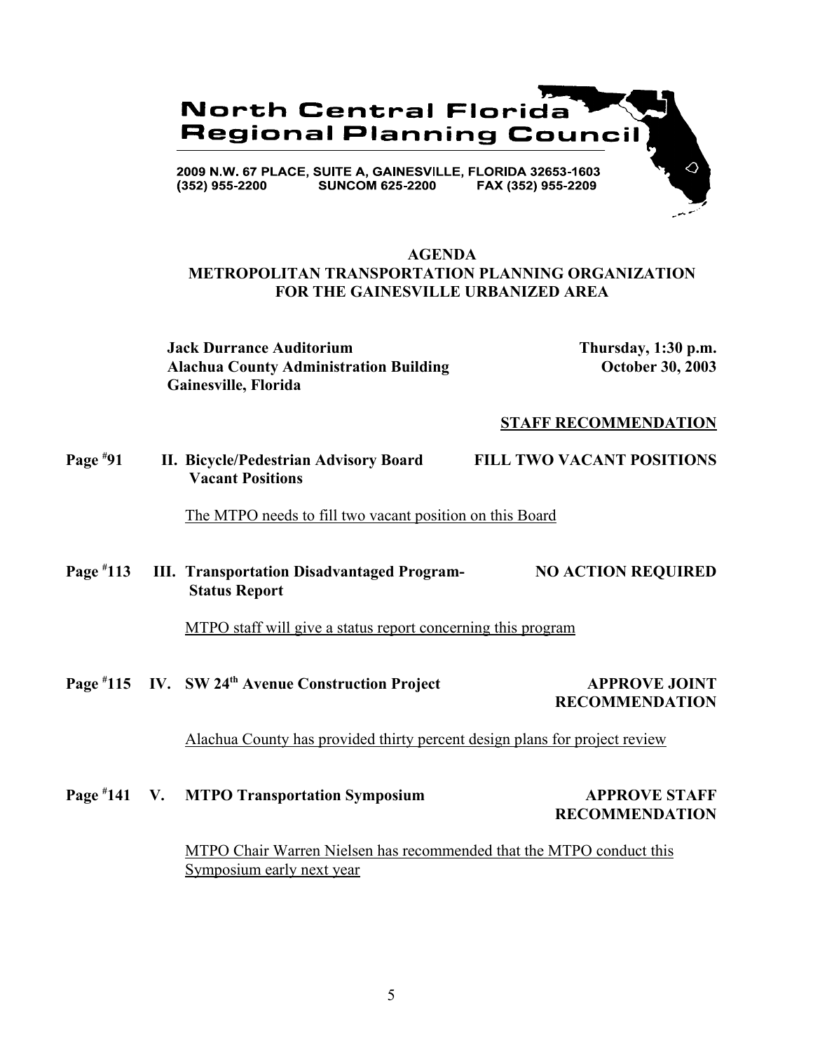**North Central Florida Regional Planning Council**

2009 N.W. 67 PLACE, SUITE A, GAINESVILLE, FLORIDA 32653-1603
(352) 955-2200 SUNCOM 625-2200 FAX (352) 955-2209

## AGENDA
## METROPOLITAN TRANSPORTATION PLANNING ORGANIZATION FOR THE GAINESVILLE URBANIZED AREA

**Jack Durrance Auditorium**
**Alachua County Administration Building**
**Gainesville, Florida**

**Thursday, 1:30 p.m.**
**October 30, 2003**

**STAFF RECOMMENDATION**

**Page #91 II. Bicycle/Pedestrian Advisory Board Vacant Positions** — **FILL TWO VACANT POSITIONS**

The MTPO needs to fill two vacant position on this Board

**Page #113 III. Transportation Disadvantaged Program- Status Report** — **NO ACTION REQUIRED**

MTPO staff will give a status report concerning this program

**Page #115 IV. SW 24th Avenue Construction Project** — **APPROVE JOINT RECOMMENDATION**

Alachua County has provided thirty percent design plans for project review

**Page #141 V. MTPO Transportation Symposium** — **APPROVE STAFF RECOMMENDATION**

MTPO Chair Warren Nielsen has recommended that the MTPO conduct this Symposium early next year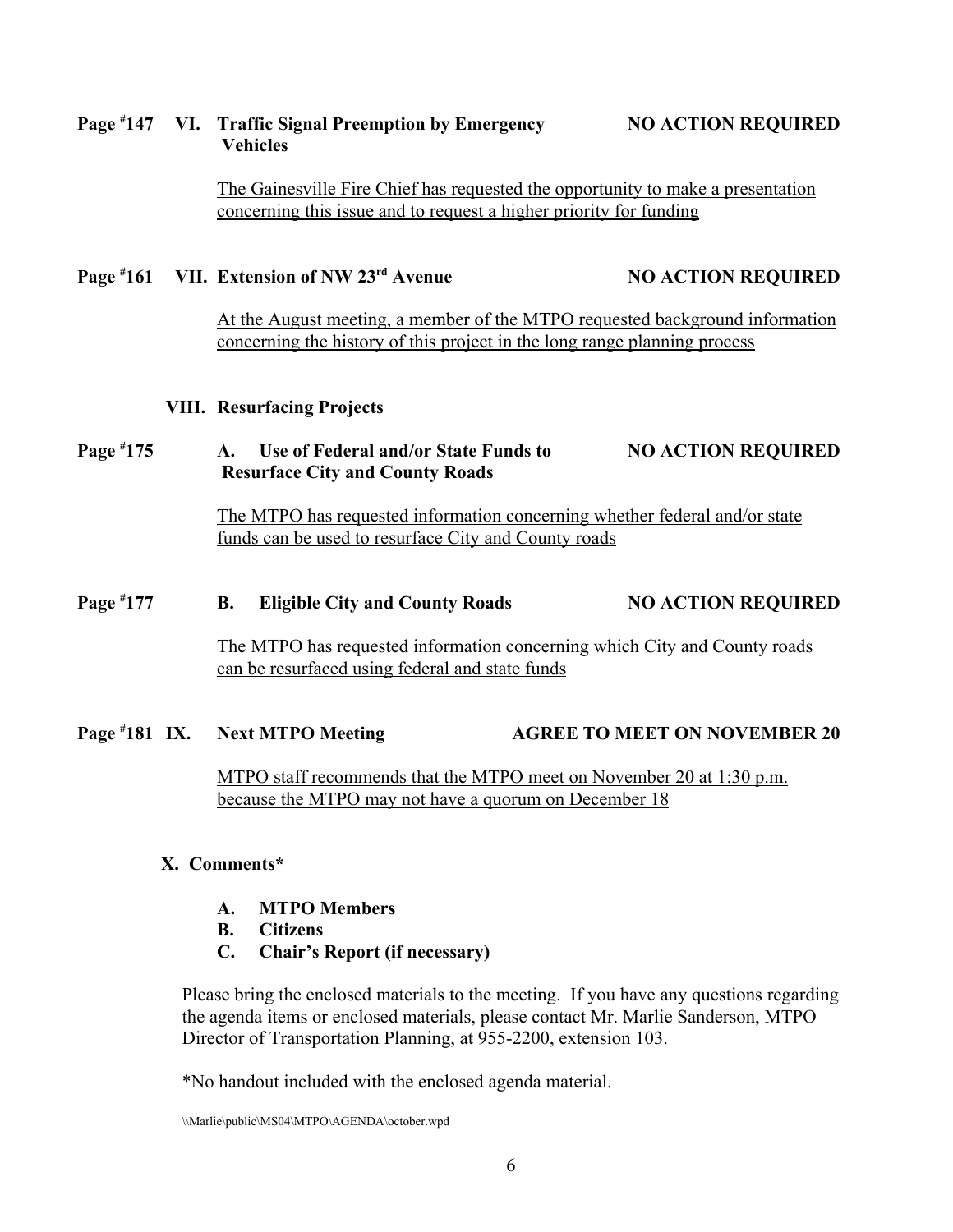**Page #147 VI. Traffic Signal Preemption by Emergency Vehicles** **NO ACTION REQUIRED**

The Gainesville Fire Chief has requested the opportunity to make a presentation concerning this issue and to request a higher priority for funding

**Page #161 VII. Extension of NW 23rd Avenue** **NO ACTION REQUIRED**

At the August meeting, a member of the MTPO requested background information concerning the history of this project in the long range planning process

**VIII. Resurfacing Projects**

**Page #175 A. Use of Federal and/or State Funds to Resurface City and County Roads** **NO ACTION REQUIRED**

The MTPO has requested information concerning whether federal and/or state funds can be used to resurface City and County roads

**Page #177 B. Eligible City and County Roads** **NO ACTION REQUIRED**

The MTPO has requested information concerning which City and County roads can be resurfaced using federal and state funds

**Page #181 IX. Next MTPO Meeting** **AGREE TO MEET ON NOVEMBER 20**

MTPO staff recommends that the MTPO meet on November 20 at 1:30 p.m. because the MTPO may not have a quorum on December 18

**X. Comments***

A. **MTPO Members**
B. **Citizens**
C. **Chair's Report (if necessary)**

Please bring the enclosed materials to the meeting. If you have any questions regarding the agenda items or enclosed materials, please contact Mr. Marlie Sanderson, MTPO Director of Transportation Planning, at 955-2200, extension 103.

*No handout included with the enclosed agenda material.

\\Marlie\public\MS04\MTPO\AGENDA\october.wpd